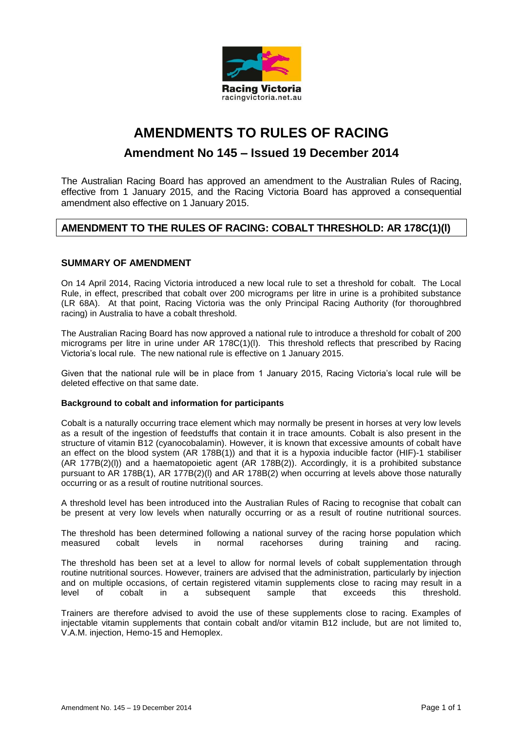Racing Victoria
racingvictoria.net.au

# AMENDMENTS TO RULES OF RACING

## Amendment No 145 – Issued 19 December 2014

The Australian Racing Board has approved an amendment to the Australian Rules of Racing, effective from 1 January 2015, and the Racing Victoria Board has approved a consequential amendment also effective on 1 January 2015.

## AMENDMENT TO THE RULES OF RACING: COBALT THRESHOLD: AR 178C(1)(l)

### SUMMARY OF AMENDMENT

On 14 April 2014, Racing Victoria introduced a new local rule to set a threshold for cobalt. The Local Rule, in effect, prescribed that cobalt over 200 micrograms per litre in urine is a prohibited substance (LR 68A). At that point, Racing Victoria was the only Principal Racing Authority (for thoroughbred racing) in Australia to have a cobalt threshold.

The Australian Racing Board has now approved a national rule to introduce a threshold for cobalt of 200 micrograms per litre in urine under AR 178C(1)(l). This threshold reflects that prescribed by Racing Victoria's local rule. The new national rule is effective on 1 January 2015.

Given that the national rule will be in place from 1 January 2015, Racing Victoria's local rule will be deleted effective on that same date.

**Background to cobalt and information for participants**

Cobalt is a naturally occurring trace element which may normally be present in horses at very low levels as a result of the ingestion of feedstuffs that contain it in trace amounts. Cobalt is also present in the structure of vitamin B12 (cyanocobalamin). However, it is known that excessive amounts of cobalt have an effect on the blood system (AR 178B(1)) and that it is a hypoxia inducible factor (HIF)-1 stabiliser (AR 177B(2)(l)) and a haematopoietic agent (AR 178B(2)). Accordingly, it is a prohibited substance pursuant to AR 178B(1), AR 177B(2)(l) and AR 178B(2) when occurring at levels above those naturally occurring or as a result of routine nutritional sources.

A threshold level has been introduced into the Australian Rules of Racing to recognise that cobalt can be present at very low levels when naturally occurring or as a result of routine nutritional sources.

The threshold has been determined following a national survey of the racing horse population which measured cobalt levels in normal racehorses during training and racing.

The threshold has been set at a level to allow for normal levels of cobalt supplementation through routine nutritional sources. However, trainers are advised that the administration, particularly by injection and on multiple occasions, of certain registered vitamin supplements close to racing may result in a level of cobalt in a subsequent sample that exceeds this threshold.

Trainers are therefore advised to avoid the use of these supplements close to racing. Examples of injectable vitamin supplements that contain cobalt and/or vitamin B12 include, but are not limited to, V.A.M. injection, Hemo-15 and Hemoplex.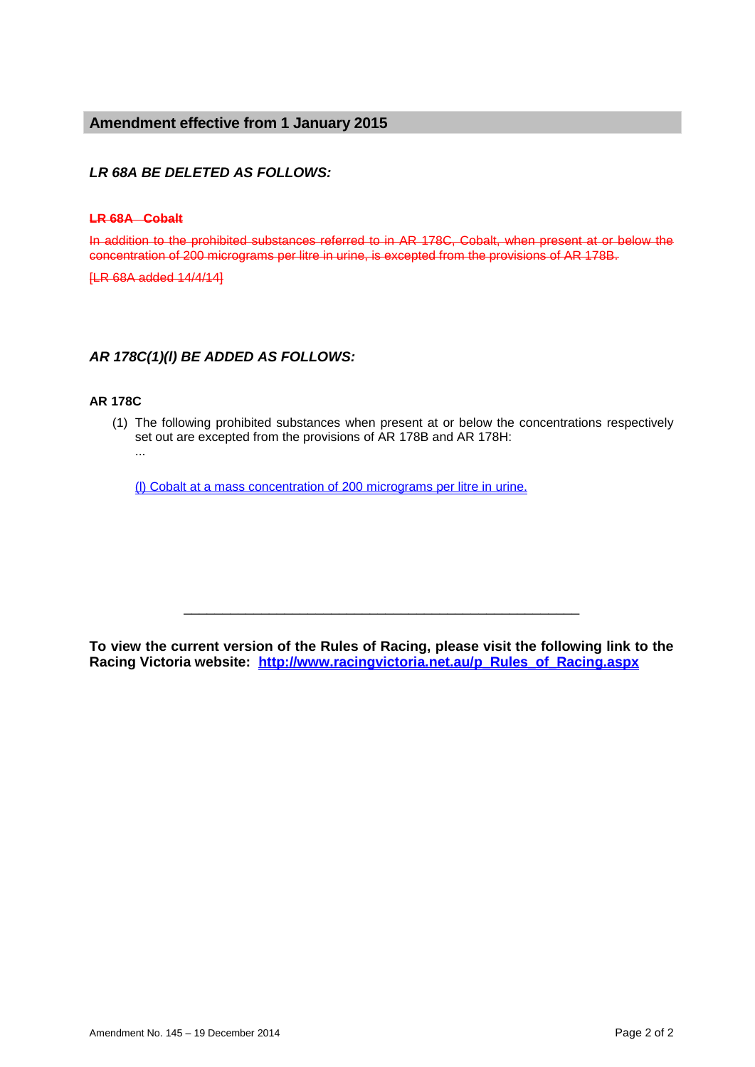## Amendment effective from 1 January 2015

***LR 68A BE DELETED AS FOLLOWS:***

~~**LR 68A Cobalt**~~

~~In addition to the prohibited substances referred to in AR 178C, Cobalt, when present at or below the concentration of 200 micrograms per litre in urine, is excepted from the provisions of AR 178B.~~

~~[LR 68A added 14/4/14]~~

***AR 178C(1)(l) BE ADDED AS FOLLOWS:***

**AR 178C**

(1) The following prohibited substances when present at or below the concentrations respectively set out are excepted from the provisions of AR 178B and AR 178H:

...

<u>(l) Cobalt at a mass concentration of 200 micrograms per litre in urine.</u>

---

**To view the current version of the Rules of Racing, please visit the following link to the Racing Victoria website: [http://www.racingvictoria.net.au/p_Rules_of_Racing.aspx](http://www.racingvictoria.net.au/p_Rules_of_Racing.aspx)**

Amendment No. 145 – 19 December 2014